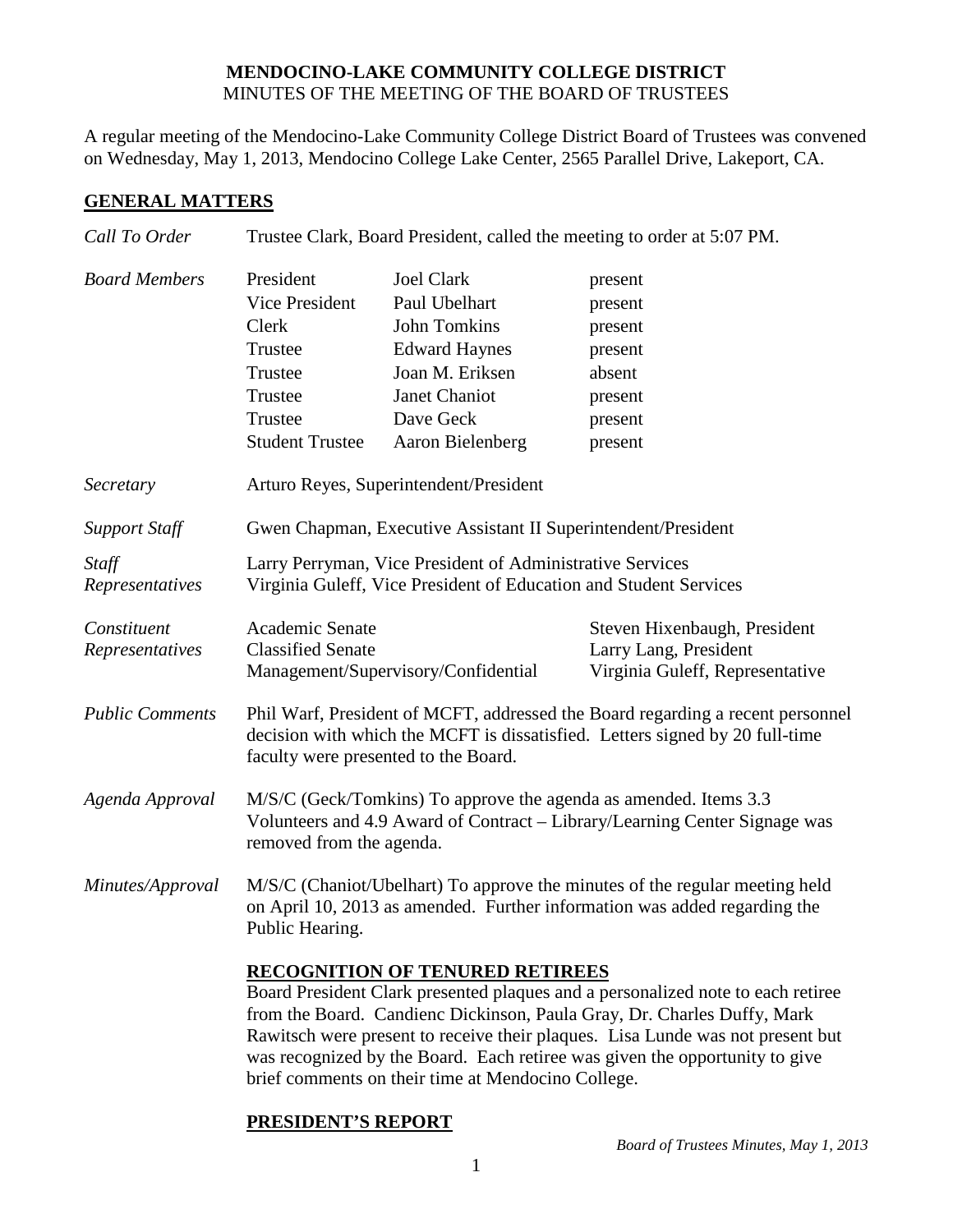# MENDOCINO-LAKE COMMUNITY COLLEGE DISTRICT
MINUTES OF THE MEETING OF THE BOARD OF TRUSTEES

A regular meeting of the Mendocino-Lake Community College District Board of Trustees was convened on Wednesday, May 1, 2013, Mendocino College Lake Center, 2565 Parallel Drive, Lakeport, CA.

## GENERAL MATTERS

*Call To Order* Trustee Clark, Board President, called the meeting to order at 5:07 PM.

*Board Members*

| | | |
|---|---|---|
| President | Joel Clark | present |
| Vice President | Paul Ubelhart | present |
| Clerk | John Tomkins | present |
| Trustee | Edward Haynes | present |
| Trustee | Joan M. Eriksen | absent |
| Trustee | Janet Chaniot | present |
| Trustee | Dave Geck | present |
| Student Trustee | Aaron Bielenberg | present |

*Secretary* Arturo Reyes, Superintendent/President

*Support Staff* Gwen Chapman, Executive Assistant II Superintendent/President

*Staff Representatives* Larry Perryman, Vice President of Administrative Services
Virginia Guleff, Vice President of Education and Student Services

*Constituent Representatives*

| | |
|---|---|
| Academic Senate | Steven Hixenbaugh, President |
| Classified Senate | Larry Lang, President |
| Management/Supervisory/Confidential | Virginia Guleff, Representative |

*Public Comments* Phil Warf, President of MCFT, addressed the Board regarding a recent personnel decision with which the MCFT is dissatisfied. Letters signed by 20 full-time faculty were presented to the Board.

*Agenda Approval* M/S/C (Geck/Tomkins) To approve the agenda as amended. Items 3.3 Volunteers and 4.9 Award of Contract – Library/Learning Center Signage was removed from the agenda.

*Minutes/Approval* M/S/C (Chaniot/Ubelhart) To approve the minutes of the regular meeting held on April 10, 2013 as amended. Further information was added regarding the Public Hearing.

### RECOGNITION OF TENURED RETIREES

Board President Clark presented plaques and a personalized note to each retiree from the Board. Candienc Dickinson, Paula Gray, Dr. Charles Duffy, Mark Rawitsch were present to receive their plaques. Lisa Lunde was not present but was recognized by the Board. Each retiree was given the opportunity to give brief comments on their time at Mendocino College.

### PRESIDENT'S REPORT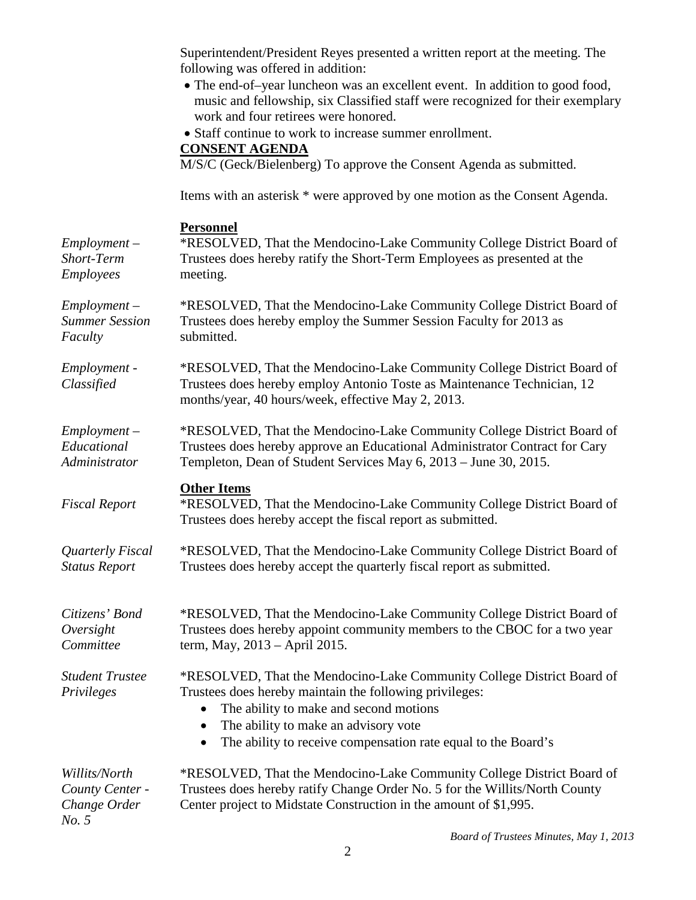Superintendent/President Reyes presented a written report at the meeting. The following was offered in addition:

- The end-of–year luncheon was an excellent event. In addition to good food, music and fellowship, six Classified staff were recognized for their exemplary work and four retirees were honored.
- Staff continue to work to increase summer enrollment.

**CONSENT AGENDA**

M/S/C (Geck/Bielenberg) To approve the Consent Agenda as submitted.

Items with an asterisk * were approved by one motion as the Consent Agenda.

**Personnel**

*Employment – Short-Term Employees*

*RESOLVED, That the Mendocino-Lake Community College District Board of Trustees does hereby ratify the Short-Term Employees as presented at the meeting.

*Employment – Summer Session Faculty*

*RESOLVED, That the Mendocino-Lake Community College District Board of Trustees does hereby employ the Summer Session Faculty for 2013 as submitted.

*Employment - Classified*

*RESOLVED, That the Mendocino-Lake Community College District Board of Trustees does hereby employ Antonio Toste as Maintenance Technician, 12 months/year, 40 hours/week, effective May 2, 2013.

*Employment – Educational Administrator*

*RESOLVED, That the Mendocino-Lake Community College District Board of Trustees does hereby approve an Educational Administrator Contract for Cary Templeton, Dean of Student Services May 6, 2013 – June 30, 2015.

**Other Items**

*Fiscal Report*

*RESOLVED, That the Mendocino-Lake Community College District Board of Trustees does hereby accept the fiscal report as submitted.

*Quarterly Fiscal Status Report*

*RESOLVED, That the Mendocino-Lake Community College District Board of Trustees does hereby accept the quarterly fiscal report as submitted.

*Citizens' Bond Oversight Committee*

*RESOLVED, That the Mendocino-Lake Community College District Board of Trustees does hereby appoint community members to the CBOC for a two year term, May, 2013 – April 2015.

*Student Trustee Privileges*

*RESOLVED, That the Mendocino-Lake Community College District Board of Trustees does hereby maintain the following privileges:

- The ability to make and second motions
- The ability to make an advisory vote
- The ability to receive compensation rate equal to the Board's

*Willits/North County Center - Change Order No. 5*

*RESOLVED, That the Mendocino-Lake Community College District Board of Trustees does hereby ratify Change Order No. 5 for the Willits/North County Center project to Midstate Construction in the amount of $1,995.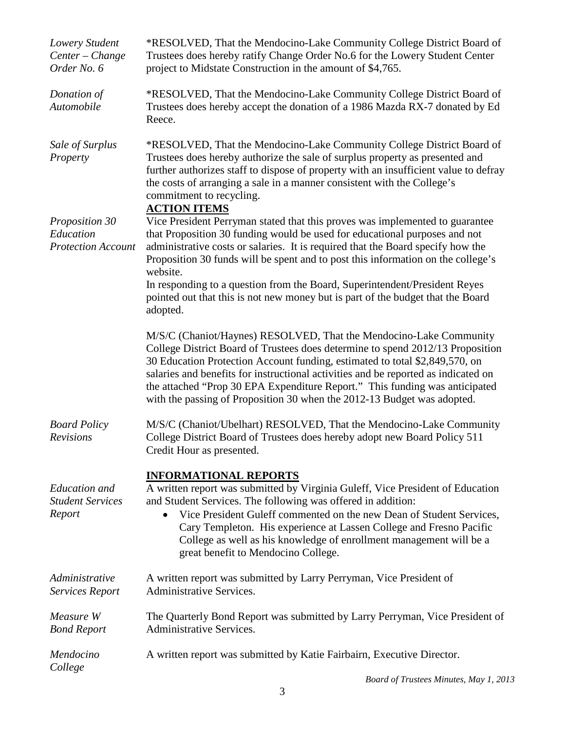*Lowery Student Center – Change Order No. 6*

*RESOLVED, That the Mendocino-Lake Community College District Board of Trustees does hereby ratify Change Order No.6 for the Lowery Student Center project to Midstate Construction in the amount of $4,765.

*Donation of Automobile*

*RESOLVED, That the Mendocino-Lake Community College District Board of Trustees does hereby accept the donation of a 1986 Mazda RX-7 donated by Ed Reece.

*Sale of Surplus Property*

*RESOLVED, That the Mendocino-Lake Community College District Board of Trustees does hereby authorize the sale of surplus property as presented and further authorizes staff to dispose of property with an insufficient value to defray the costs of arranging a sale in a manner consistent with the College's commitment to recycling.

## ACTION ITEMS

*Proposition 30 Education Protection Account*

Vice President Perryman stated that this proves was implemented to guarantee that Proposition 30 funding would be used for educational purposes and not administrative costs or salaries. It is required that the Board specify how the Proposition 30 funds will be spent and to post this information on the college's website.

In responding to a question from the Board, Superintendent/President Reyes pointed out that this is not new money but is part of the budget that the Board adopted.

M/S/C (Chaniot/Haynes) RESOLVED, That the Mendocino-Lake Community College District Board of Trustees does determine to spend 2012/13 Proposition 30 Education Protection Account funding, estimated to total $2,849,570, on salaries and benefits for instructional activities and be reported as indicated on the attached "Prop 30 EPA Expenditure Report." This funding was anticipated with the passing of Proposition 30 when the 2012-13 Budget was adopted.

*Board Policy Revisions*

M/S/C (Chaniot/Ubelhart) RESOLVED, That the Mendocino-Lake Community College District Board of Trustees does hereby adopt new Board Policy 511 Credit Hour as presented.

## INFORMATIONAL REPORTS

*Education and Student Services Report*

A written report was submitted by Virginia Guleff, Vice President of Education and Student Services. The following was offered in addition:

- Vice President Guleff commented on the new Dean of Student Services, Cary Templeton. His experience at Lassen College and Fresno Pacific College as well as his knowledge of enrollment management will be a great benefit to Mendocino College.

*Administrative Services Report*

A written report was submitted by Larry Perryman, Vice President of Administrative Services.

*Measure W Bond Report*

The Quarterly Bond Report was submitted by Larry Perryman, Vice President of Administrative Services.

*Mendocino College*

A written report was submitted by Katie Fairbairn, Executive Director.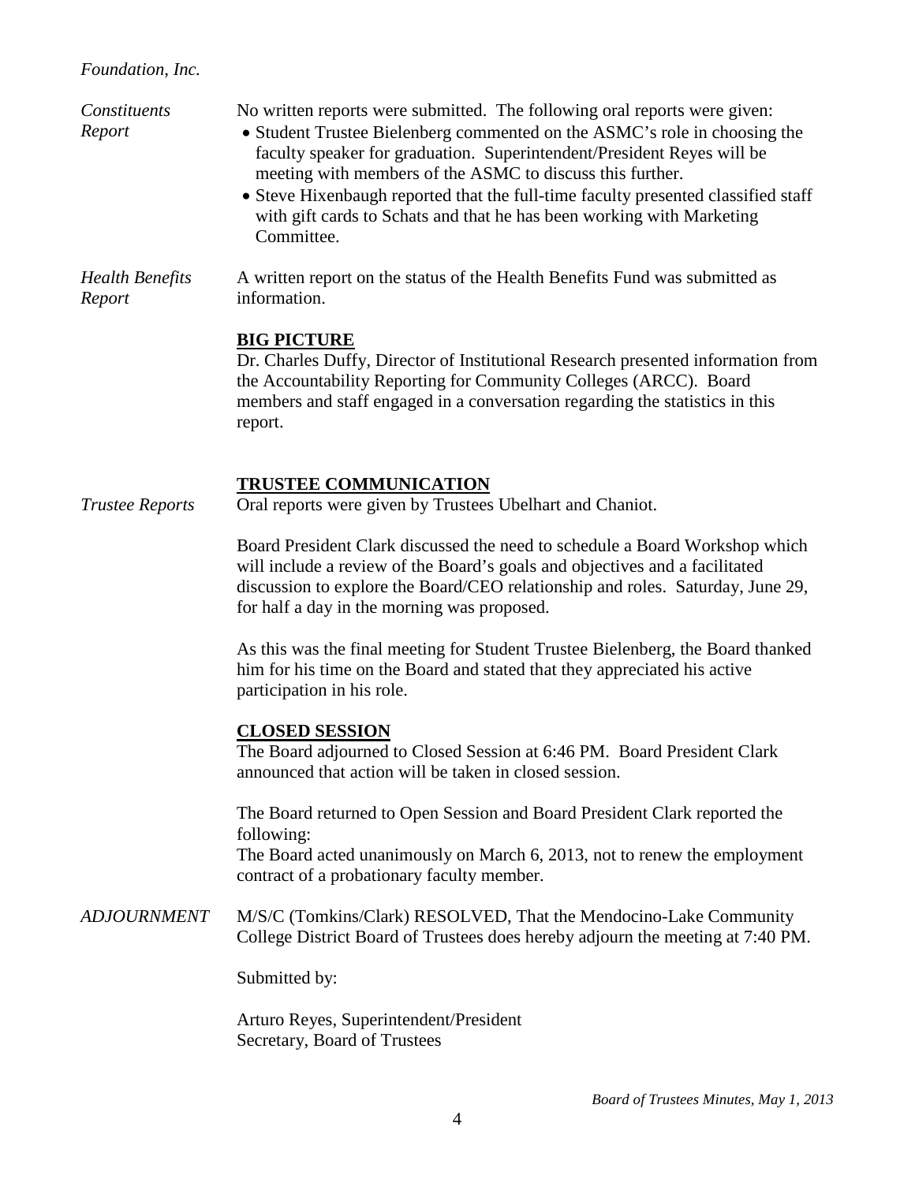*Foundation, Inc.*

*Constituents Report*

No written reports were submitted. The following oral reports were given:

- Student Trustee Bielenberg commented on the ASMC's role in choosing the faculty speaker for graduation. Superintendent/President Reyes will be meeting with members of the ASMC to discuss this further.
- Steve Hixenbaugh reported that the full-time faculty presented classified staff with gift cards to Schats and that he has been working with Marketing Committee.

*Health Benefits Report*

A written report on the status of the Health Benefits Fund was submitted as information.

**BIG PICTURE**

Dr. Charles Duffy, Director of Institutional Research presented information from the Accountability Reporting for Community Colleges (ARCC). Board members and staff engaged in a conversation regarding the statistics in this report.

**TRUSTEE COMMUNICATION**

*Trustee Reports*

Oral reports were given by Trustees Ubelhart and Chaniot.

Board President Clark discussed the need to schedule a Board Workshop which will include a review of the Board's goals and objectives and a facilitated discussion to explore the Board/CEO relationship and roles. Saturday, June 29, for half a day in the morning was proposed.

As this was the final meeting for Student Trustee Bielenberg, the Board thanked him for his time on the Board and stated that they appreciated his active participation in his role.

**CLOSED SESSION**

The Board adjourned to Closed Session at 6:46 PM. Board President Clark announced that action will be taken in closed session.

The Board returned to Open Session and Board President Clark reported the following:
The Board acted unanimously on March 6, 2013, not to renew the employment contract of a probationary faculty member.

*ADJOURNMENT*

M/S/C (Tomkins/Clark) RESOLVED, That the Mendocino-Lake Community College District Board of Trustees does hereby adjourn the meeting at 7:40 PM.

Submitted by:

Arturo Reyes, Superintendent/President
Secretary, Board of Trustees